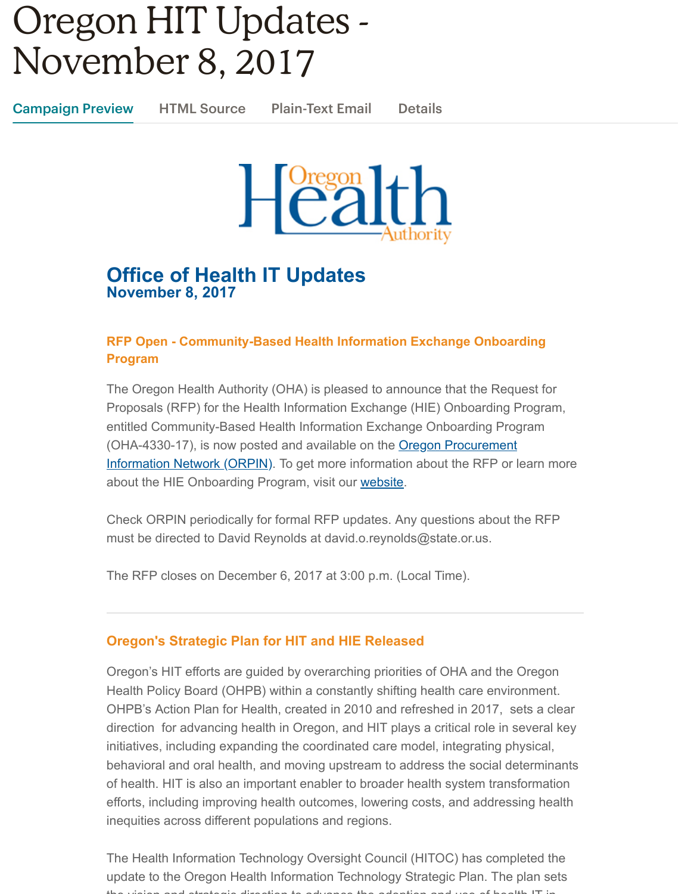# Oregon HIT Updates - November 8, 2017

Campaign Preview | HTML Source | Plain-Text Email | Details

## Office of Health IT Updates
**November 8, 2017**

### RFP Open - Community-Based Health Information Exchange Onboarding Program

The Oregon Health Authority (OHA) is pleased to announce that the Request for Proposals (RFP) for the Health Information Exchange (HIE) Onboarding Program, entitled Community-Based Health Information Exchange Onboarding Program (OHA-4330-17), is now posted and available on the Oregon Procurement Information Network (ORPIN). To get more information about the RFP or learn more about the HIE Onboarding Program, visit our website.

Check ORPIN periodically for formal RFP updates. Any questions about the RFP must be directed to David Reynolds at david.o.reynolds@state.or.us.

The RFP closes on December 6, 2017 at 3:00 p.m. (Local Time).

---

### Oregon's Strategic Plan for HIT and HIE Released

Oregon's HIT efforts are guided by overarching priorities of OHA and the Oregon Health Policy Board (OHPB) within a constantly shifting health care environment. OHPB's Action Plan for Health, created in 2010 and refreshed in 2017, sets a clear direction for advancing health in Oregon, and HIT plays a critical role in several key initiatives, including expanding the coordinated care model, integrating physical, behavioral and oral health, and moving upstream to address the social determinants of health. HIT is also an important enabler to broader health system transformation efforts, including improving health outcomes, lowering costs, and addressing health inequities across different populations and regions.

The Health Information Technology Oversight Council (HITOC) has completed the update to the Oregon Health Information Technology Strategic Plan. The plan sets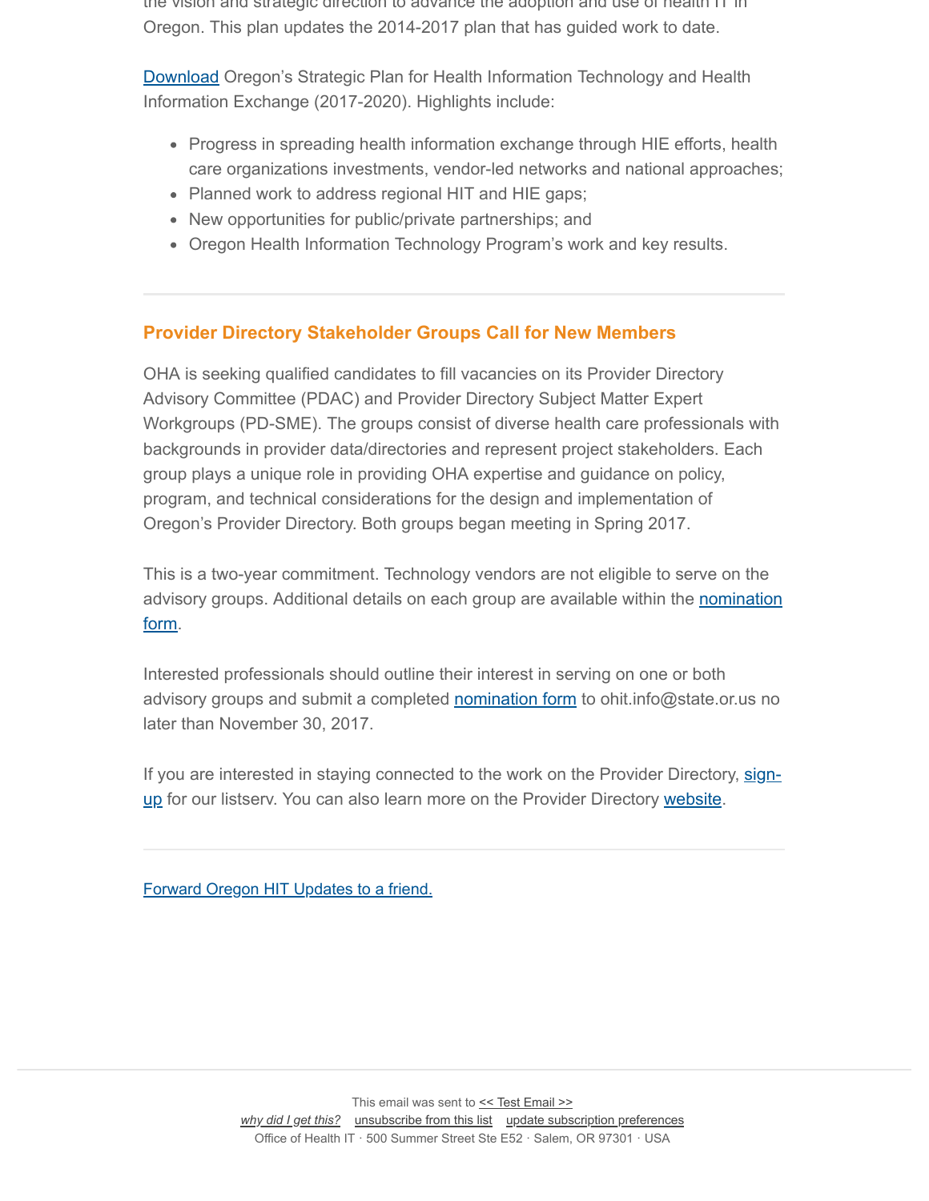the vision and strategic direction to advance the adoption and use of health IT in Oregon. This plan updates the 2014-2017 plan that has guided work to date.

Download Oregon's Strategic Plan for Health Information Technology and Health Information Exchange (2017-2020). Highlights include:

- Progress in spreading health information exchange through HIE efforts, health care organizations investments, vendor-led networks and national approaches;
- Planned work to address regional HIT and HIE gaps;
- New opportunities for public/private partnerships; and
- Oregon Health Information Technology Program's work and key results.

---

### Provider Directory Stakeholder Groups Call for New Members

OHA is seeking qualified candidates to fill vacancies on its Provider Directory Advisory Committee (PDAC) and Provider Directory Subject Matter Expert Workgroups (PD-SME). The groups consist of diverse health care professionals with backgrounds in provider data/directories and represent project stakeholders. Each group plays a unique role in providing OHA expertise and guidance on policy, program, and technical considerations for the design and implementation of Oregon's Provider Directory. Both groups began meeting in Spring 2017.

This is a two-year commitment. Technology vendors are not eligible to serve on the advisory groups. Additional details on each group are available within the nomination form.

Interested professionals should outline their interest in serving on one or both advisory groups and submit a completed nomination form to ohit.info@state.or.us no later than November 30, 2017.

If you are interested in staying connected to the work on the Provider Directory, sign-up for our listserv. You can also learn more on the Provider Directory website.

---

Forward Oregon HIT Updates to a friend.

This email was sent to << Test Email >>
*why did I get this?* unsubscribe from this list update subscription preferences
Office of Health IT · 500 Summer Street Ste E52 · Salem, OR 97301 · USA